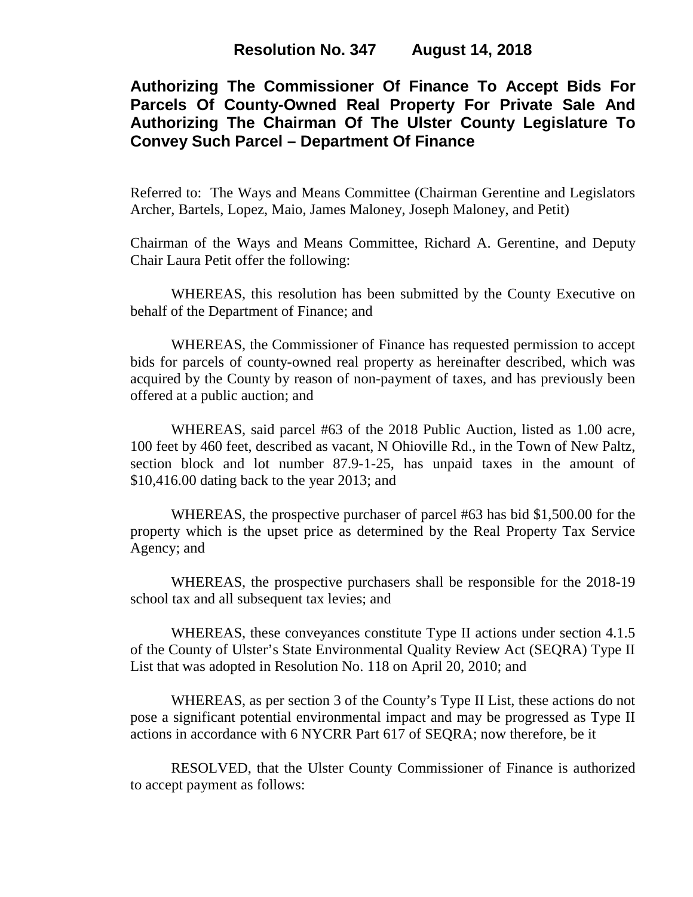**Resolution No. 347 August 14, 2018**

# Authorizing The Commissioner Of Finance To Accept Bids For Parcels Of County-Owned Real Property For Private Sale And Authorizing The Chairman Of The Ulster County Legislature To Convey Such Parcel – Department Of Finance

Referred to: The Ways and Means Committee (Chairman Gerentine and Legislators Archer, Bartels, Lopez, Maio, James Maloney, Joseph Maloney, and Petit)

Chairman of the Ways and Means Committee, Richard A. Gerentine, and Deputy Chair Laura Petit offer the following:

WHEREAS, this resolution has been submitted by the County Executive on behalf of the Department of Finance; and

WHEREAS, the Commissioner of Finance has requested permission to accept bids for parcels of county-owned real property as hereinafter described, which was acquired by the County by reason of non-payment of taxes, and has previously been offered at a public auction; and

WHEREAS, said parcel #63 of the 2018 Public Auction, listed as 1.00 acre, 100 feet by 460 feet, described as vacant, N Ohioville Rd., in the Town of New Paltz, section block and lot number 87.9-1-25, has unpaid taxes in the amount of $10,416.00 dating back to the year 2013; and

WHEREAS, the prospective purchaser of parcel #63 has bid $1,500.00 for the property which is the upset price as determined by the Real Property Tax Service Agency; and

WHEREAS, the prospective purchasers shall be responsible for the 2018-19 school tax and all subsequent tax levies; and

WHEREAS, these conveyances constitute Type II actions under section 4.1.5 of the County of Ulster's State Environmental Quality Review Act (SEQRA) Type II List that was adopted in Resolution No. 118 on April 20, 2010; and

WHEREAS, as per section 3 of the County's Type II List, these actions do not pose a significant potential environmental impact and may be progressed as Type II actions in accordance with 6 NYCRR Part 617 of SEQRA; now therefore, be it

RESOLVED, that the Ulster County Commissioner of Finance is authorized to accept payment as follows: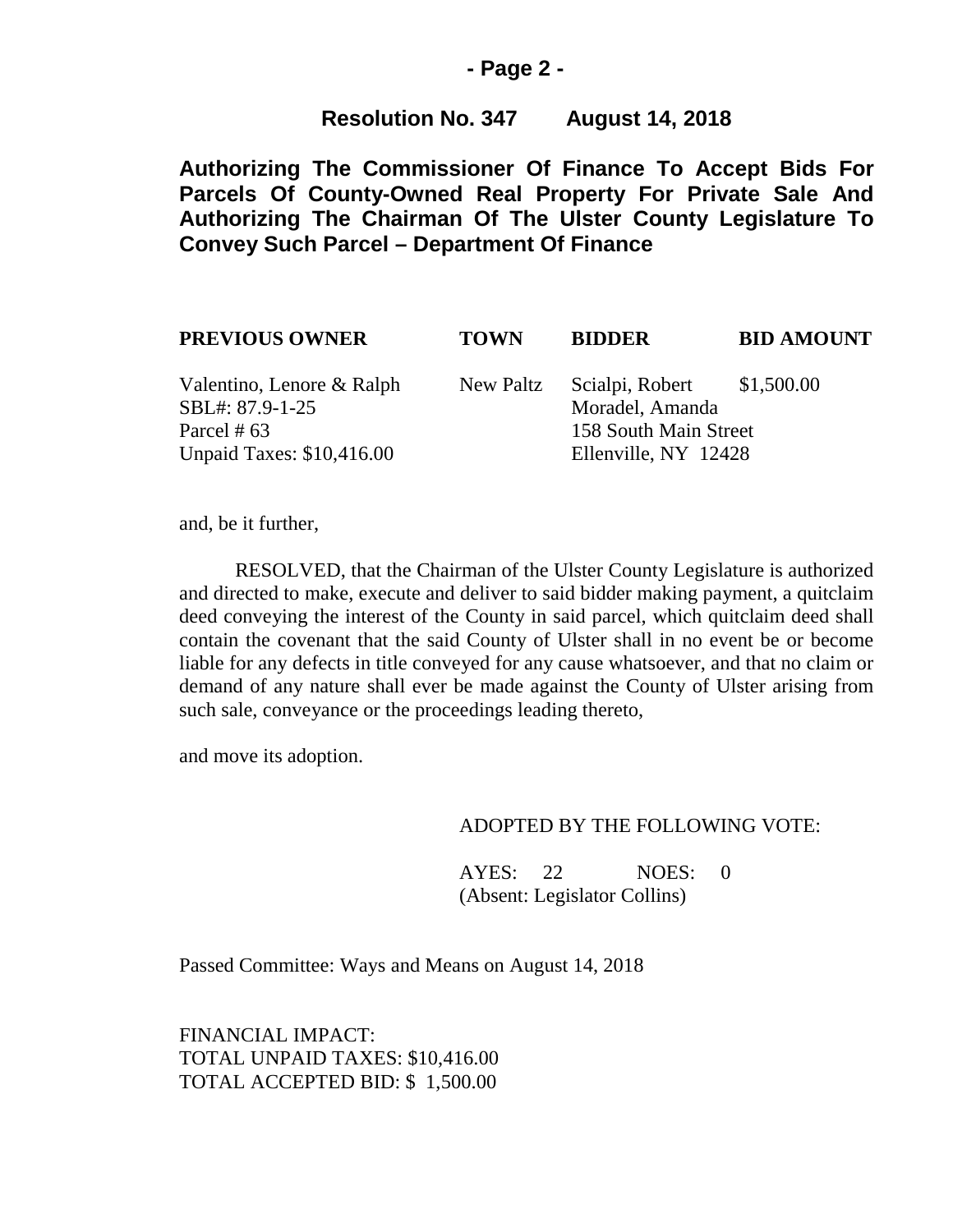**Resolution No. 347 August 14, 2018**

**Authorizing The Commissioner Of Finance To Accept Bids For Parcels Of County-Owned Real Property For Private Sale And Authorizing The Chairman Of The Ulster County Legislature To Convey Such Parcel – Department Of Finance**

| PREVIOUS OWNER | TOWN | BIDDER | BID AMOUNT |
|---|---|---|---|
| Valentino, Lenore & Ralph<br>SBL#: 87.9-1-25<br>Parcel # 63<br>Unpaid Taxes: $10,416.00 | New Paltz | Scialpi, Robert<br>Moradel, Amanda<br>158 South Main Street<br>Ellenville, NY 12428 | $1,500.00 |

and, be it further,

RESOLVED, that the Chairman of the Ulster County Legislature is authorized and directed to make, execute and deliver to said bidder making payment, a quitclaim deed conveying the interest of the County in said parcel, which quitclaim deed shall contain the covenant that the said County of Ulster shall in no event be or become liable for any defects in title conveyed for any cause whatsoever, and that no claim or demand of any nature shall ever be made against the County of Ulster arising from such sale, conveyance or the proceedings leading thereto,

and move its adoption.

ADOPTED BY THE FOLLOWING VOTE:

AYES: 22 NOES: 0
(Absent: Legislator Collins)

Passed Committee: Ways and Means on August 14, 2018

FINANCIAL IMPACT:
TOTAL UNPAID TAXES: $10,416.00
TOTAL ACCEPTED BID: $ 1,500.00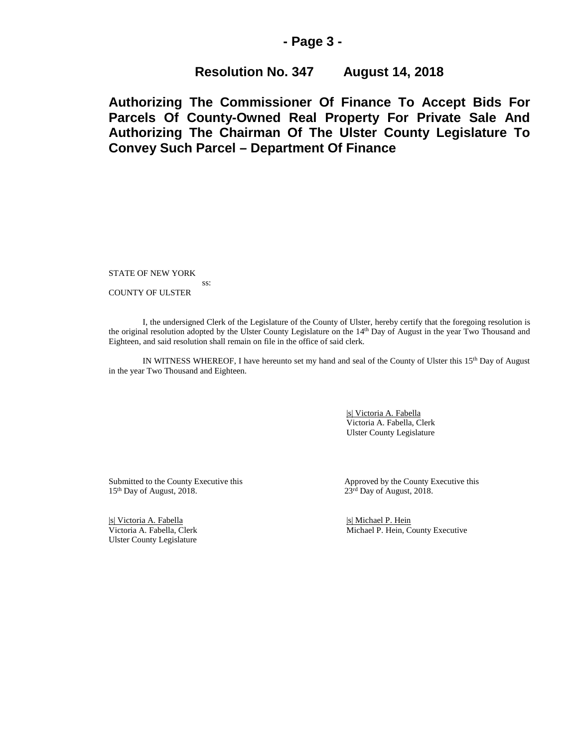**Resolution No. 347 August 14, 2018**

## Authorizing The Commissioner Of Finance To Accept Bids For Parcels Of County-Owned Real Property For Private Sale And Authorizing The Chairman Of The Ulster County Legislature To Convey Such Parcel – Department Of Finance

STATE OF NEW YORK
ss:
COUNTY OF ULSTER

I, the undersigned Clerk of the Legislature of the County of Ulster, hereby certify that the foregoing resolution is the original resolution adopted by the Ulster County Legislature on the 14th Day of August in the year Two Thousand and Eighteen, and said resolution shall remain on file in the office of said clerk.

IN WITNESS WHEREOF, I have hereunto set my hand and seal of the County of Ulster this 15th Day of August in the year Two Thousand and Eighteen.

|s| Victoria A. Fabella
Victoria A. Fabella, Clerk
Ulster County Legislature

Submitted to the County Executive this 15th Day of August, 2018.

|s| Victoria A. Fabella
Victoria A. Fabella, Clerk
Ulster County Legislature

Approved by the County Executive this 23rd Day of August, 2018.

|s| Michael P. Hein
Michael P. Hein, County Executive